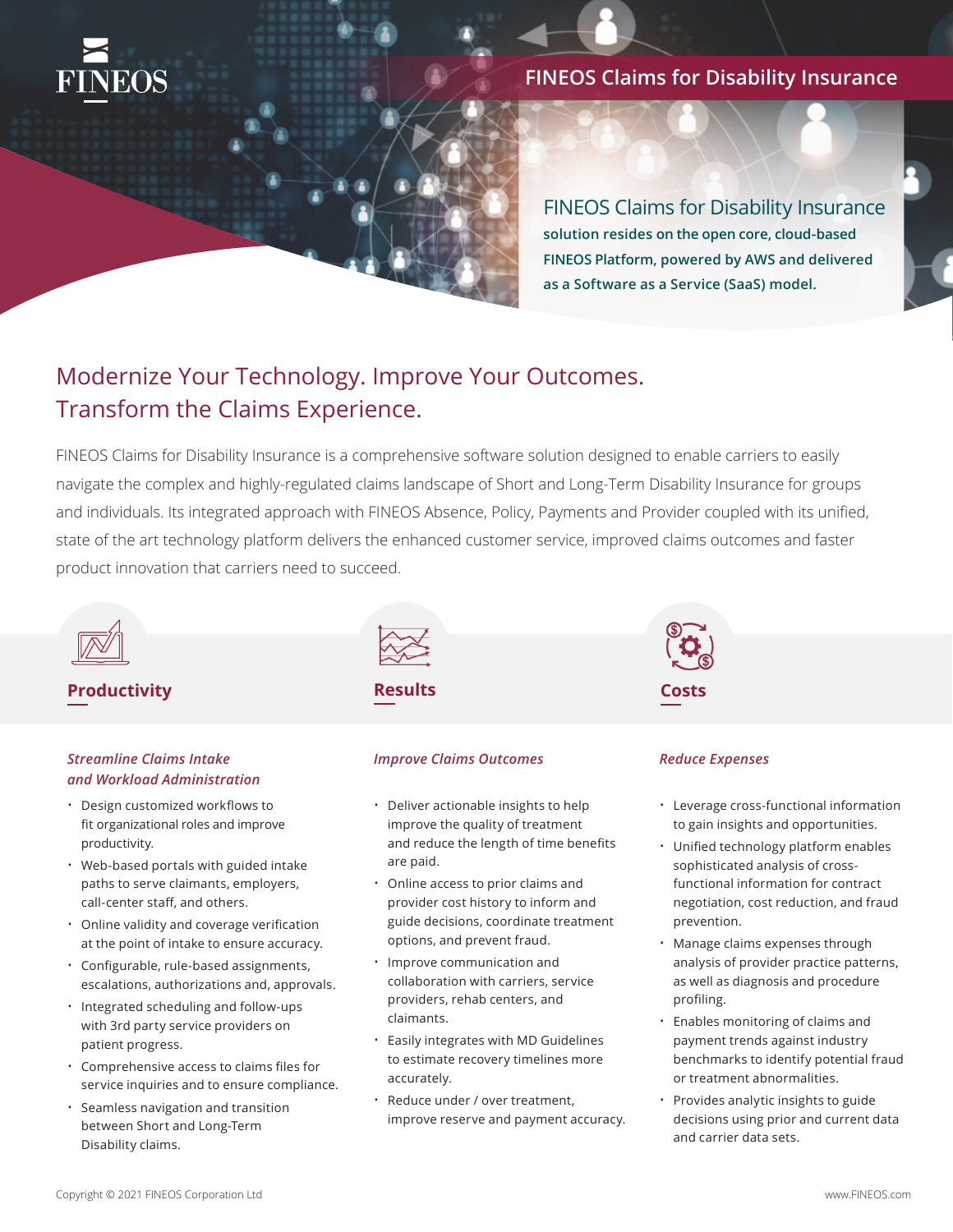FINEOS

# FINEOS Claims for Disability Insurance

## FINEOS Claims for Disability Insurance

**solution resides on the open core, cloud-based FINEOS Platform, powered by AWS and delivered as a Software as a Service (SaaS) model.**

## Modernize Your Technology. Improve Your Outcomes. Transform the Claims Experience.

FINEOS Claims for Disability Insurance is a comprehensive software solution designed to enable carriers to easily navigate the complex and highly-regulated claims landscape of Short and Long-Term Disability Insurance for groups and individuals. Its integrated approach with FINEOS Absence, Policy, Payments and Provider coupled with its unified, state of the art technology platform delivers the enhanced customer service, improved claims outcomes and faster product innovation that carriers need to succeed.

### Productivity

***Streamline Claims Intake and Workload Administration***

- Design customized workflows to fit organizational roles and improve productivity.
- Web-based portals with guided intake paths to serve claimants, employers, call-center staff, and others.
- Online validity and coverage verification at the point of intake to ensure accuracy.
- Configurable, rule-based assignments, escalations, authorizations and, approvals.
- Integrated scheduling and follow-ups with 3rd party service providers on patient progress.
- Comprehensive access to claims files for service inquiries and to ensure compliance.
- Seamless navigation and transition between Short and Long-Term Disability claims.

### Results

***Improve Claims Outcomes***

- Deliver actionable insights to help improve the quality of treatment and reduce the length of time benefits are paid.
- Online access to prior claims and provider cost history to inform and guide decisions, coordinate treatment options, and prevent fraud.
- Improve communication and collaboration with carriers, service providers, rehab centers, and claimants.
- Easily integrates with MD Guidelines to estimate recovery timelines more accurately.
- Reduce under / over treatment, improve reserve and payment accuracy.

### Costs

***Reduce Expenses***

- Leverage cross-functional information to gain insights and opportunities.
- Unified technology platform enables sophisticated analysis of cross-functional information for contract negotiation, cost reduction, and fraud prevention.
- Manage claims expenses through analysis of provider practice patterns, as well as diagnosis and procedure profiling.
- Enables monitoring of claims and payment trends against industry benchmarks to identify potential fraud or treatment abnormalities.
- Provides analytic insights to guide decisions using prior and current data and carrier data sets.

Copyright © 2021 FINEOS Corporation Ltd

www.FINEOS.com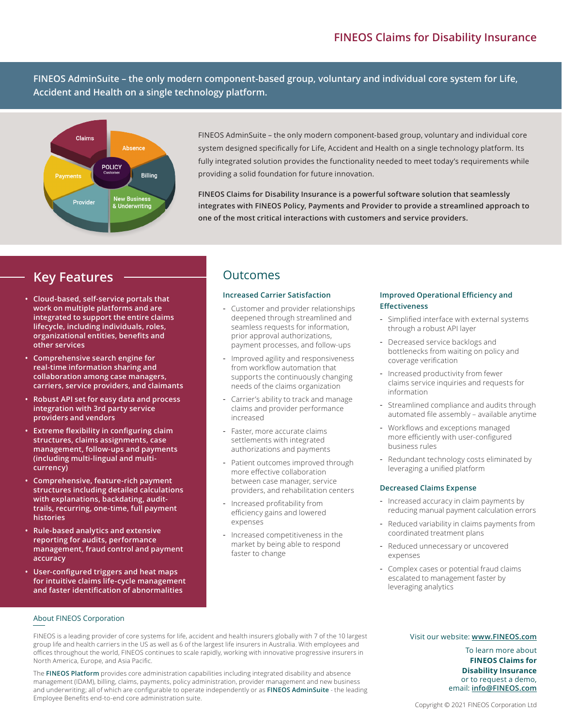# FINEOS Claims for Disability Insurance

**FINEOS AdminSuite – the only modern component-based group, voluntary and individual core system for Life, Accident and Health on a single technology platform.**

Claims
Absence
POLICY
Customer
Payments
Billing
Provider
New Business & Underwriting

FINEOS AdminSuite – the only modern component-based group, voluntary and individual core system designed specifically for Life, Accident and Health on a single technology platform. Its fully integrated solution provides the functionality needed to meet today's requirements while providing a solid foundation for future innovation.

**FINEOS Claims for Disability Insurance is a powerful software solution that seamlessly integrates with FINEOS Policy, Payments and Provider to provide a streamlined approach to one of the most critical interactions with customers and service providers.**

## Key Features

- Cloud-based, self-service portals that work on multiple platforms and are integrated to support the entire claims lifecycle, including individuals, roles, organizational entities, benefits and other services
- Comprehensive search engine for real-time information sharing and collaboration among case managers, carriers, service providers, and claimants
- Robust API set for easy data and process integration with 3rd party service providers and vendors
- Extreme flexibility in configuring claim structures, claims assignments, case management, follow-ups and payments (including multi-lingual and multi-currency)
- Comprehensive, feature-rich payment structures including detailed calculations with explanations, backdating, audit-trails, recurring, one-time, full payment histories
- Rule-based analytics and extensive reporting for audits, performance management, fraud control and payment accuracy
- User-configured triggers and heat maps for intuitive claims life-cycle management and faster identification of abnormalities

## Outcomes

### Increased Carrier Satisfaction

- Customer and provider relationships deepened through streamlined and seamless requests for information, prior approval authorizations, payment processes, and follow-ups
- Improved agility and responsiveness from workflow automation that supports the continuously changing needs of the claims organization
- Carrier's ability to track and manage claims and provider performance increased
- Faster, more accurate claims settlements with integrated authorizations and payments
- Patient outcomes improved through more effective collaboration between case manager, service providers, and rehabilitation centers
- Increased profitability from efficiency gains and lowered expenses
- Increased competitiveness in the market by being able to respond faster to change

### Improved Operational Efficiency and Effectiveness

- Simplified interface with external systems through a robust API layer
- Decreased service backlogs and bottlenecks from waiting on policy and coverage verification
- Increased productivity from fewer claims service inquiries and requests for information
- Streamlined compliance and audits through automated file assembly – available anytime
- Workflows and exceptions managed more efficiently with user-configured business rules
- Redundant technology costs eliminated by leveraging a unified platform

### Decreased Claims Expense

- Increased accuracy in claim payments by reducing manual payment calculation errors
- Reduced variability in claims payments from coordinated treatment plans
- Reduced unnecessary or uncovered expenses
- Complex cases or potential fraud claims escalated to management faster by leveraging analytics

### About FINEOS Corporation

FINEOS is a leading provider of core systems for life, accident and health insurers globally with 7 of the 10 largest group life and health carriers in the US as well as 6 of the largest life insurers in Australia. With employees and offices throughout the world, FINEOS continues to scale rapidly, working with innovative progressive insurers in North America, Europe, and Asia Pacific.

The **FINEOS Platform** provides core administration capabilities including integrated disability and absence management (IDAM), billing, claims, payments, policy administration, provider management and new business and underwriting; all of which are configurable to operate independently or as **FINEOS AdminSuite** - the leading Employee Benefits end-to-end core administration suite.

Visit our website: www.FINEOS.com

To learn more about **FINEOS Claims for Disability Insurance** or to request a demo, email: info@FINEOS.com

Copyright © 2021 FINEOS Corporation Ltd